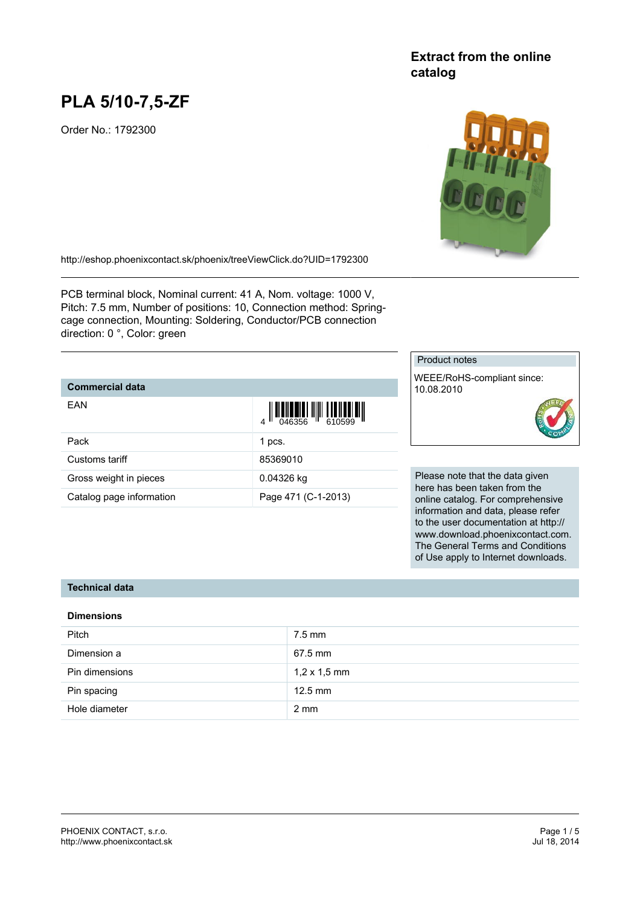## Extract from the online catalog

# PLA 5/10-7,5-ZF

Order No.: 1792300

http://eshop.phoenixcontact.sk/phoenix/treeViewClick.do?UID=1792300

PCB terminal block, Nominal current: 41 A, Nom. voltage: 1000 V, Pitch: 7.5 mm, Number of positions: 10, Connection method: Spring-cage connection, Mounting: Soldering, Conductor/PCB connection direction: 0 °, Color: green

### Commercial data

| | |
|---|---|
| EAN | 4 046356 610599 |
| Pack | 1 pcs. |
| Customs tariff | 85369010 |
| Gross weight in pieces | 0.04326 kg |
| Catalog page information | Page 471 (C-1-2013) |

**Product notes**

WEEE/RoHS-compliant since: 10.08.2010

Please note that the data given here has been taken from the online catalog. For comprehensive information and data, please refer to the user documentation at http://www.download.phoenixcontact.com. The General Terms and Conditions of Use apply to Internet downloads.

### Technical data

**Dimensions**

| | |
|---|---|
| Pitch | 7.5 mm |
| Dimension a | 67.5 mm |
| Pin dimensions | 1,2 x 1,5 mm |
| Pin spacing | 12.5 mm |
| Hole diameter | 2 mm |

PHOENIX CONTACT, s.r.o.
http://www.phoenixcontact.sk

Jul 18, 2014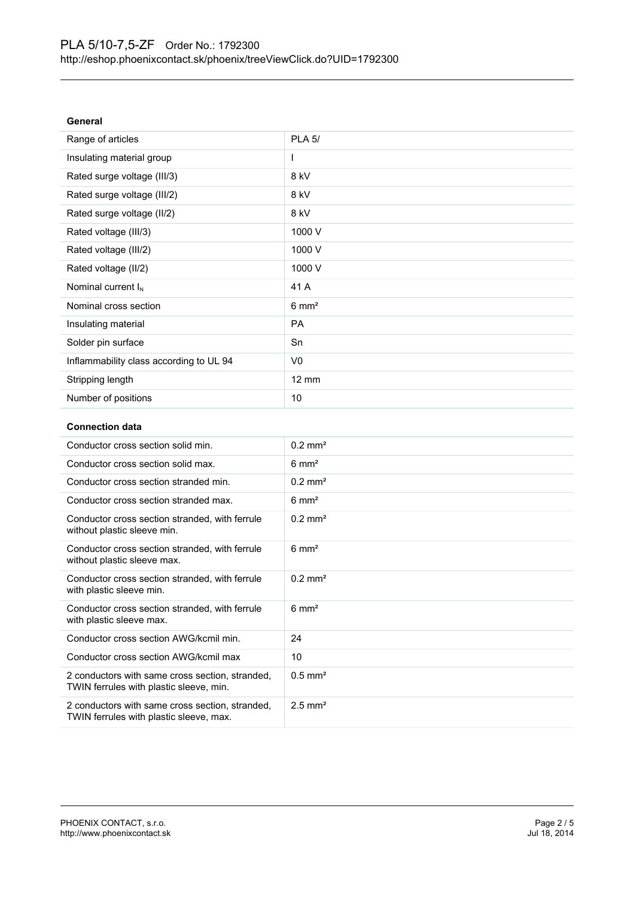### General

| | |
|---|---|
| Range of articles | PLA 5/ |
| Insulating material group | I |
| Rated surge voltage (III/3) | 8 kV |
| Rated surge voltage (III/2) | 8 kV |
| Rated surge voltage (II/2) | 8 kV |
| Rated voltage (III/3) | 1000 V |
| Rated voltage (III/2) | 1000 V |
| Rated voltage (II/2) | 1000 V |
| Nominal current $I_N$ | 41 A |
| Nominal cross section | 6 mm² |
| Insulating material | PA |
| Solder pin surface | Sn |
| Inflammability class according to UL 94 | V0 |
| Stripping length | 12 mm |
| Number of positions | 10 |

### Connection data

| | |
|---|---|
| Conductor cross section solid min. | 0.2 mm² |
| Conductor cross section solid max. | 6 mm² |
| Conductor cross section stranded min. | 0.2 mm² |
| Conductor cross section stranded max. | 6 mm² |
| Conductor cross section stranded, with ferrule without plastic sleeve min. | 0.2 mm² |
| Conductor cross section stranded, with ferrule without plastic sleeve max. | 6 mm² |
| Conductor cross section stranded, with ferrule with plastic sleeve min. | 0.2 mm² |
| Conductor cross section stranded, with ferrule with plastic sleeve max. | 6 mm² |
| Conductor cross section AWG/kcmil min. | 24 |
| Conductor cross section AWG/kcmil max | 10 |
| 2 conductors with same cross section, stranded, TWIN ferrules with plastic sleeve, min. | 0.5 mm² |
| 2 conductors with same cross section, stranded, TWIN ferrules with plastic sleeve, max. | 2.5 mm² |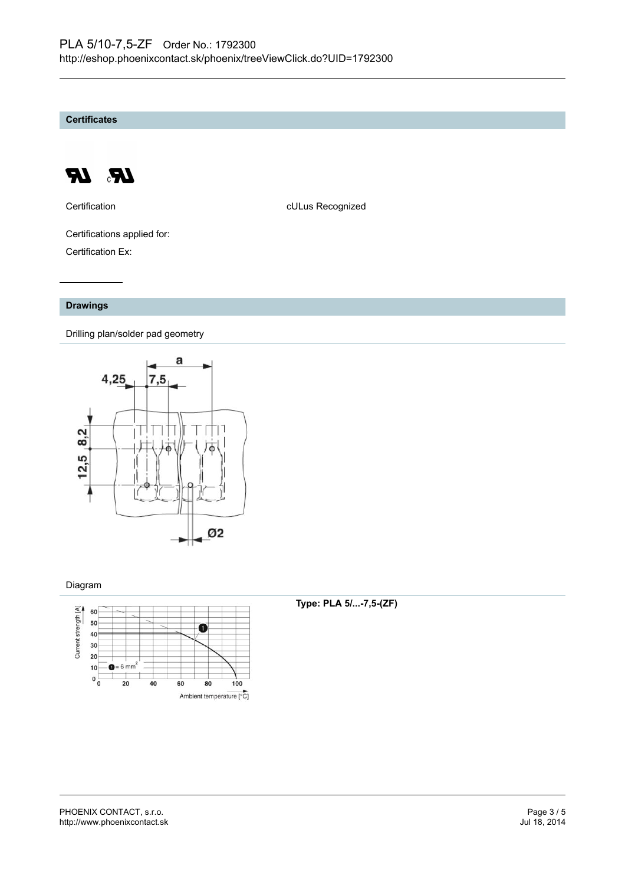## Certificates

Certification cULus Recognized

Certifications applied for:

Certification Ex:

## Drawings

Drilling plan/solder pad geometry

a

4,25

7,5

8,2

12,5

Ø2

Diagram

Type: PLA 5/...-7,5-(ZF)

Current strength [A]

60

50

40

30

20

10

0

0

20

40

60

80

100

Ambient temperature [°C]

1 = 6 mm²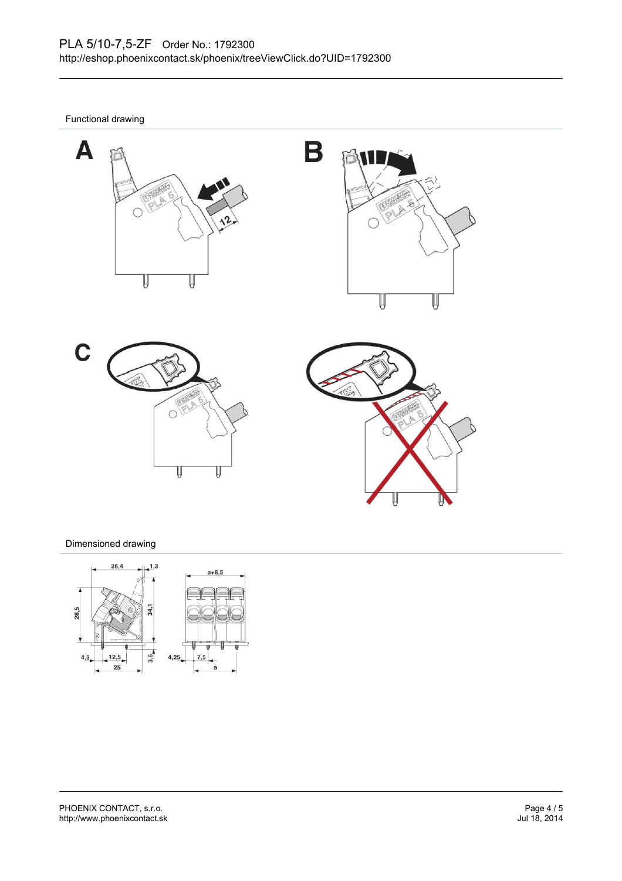Functional drawing

A

12

B

C

Dimensioned drawing

26,4

1,3

28,5

34,1

4,3

12,5

25

3,6

a+8,5

4,25

7,5

a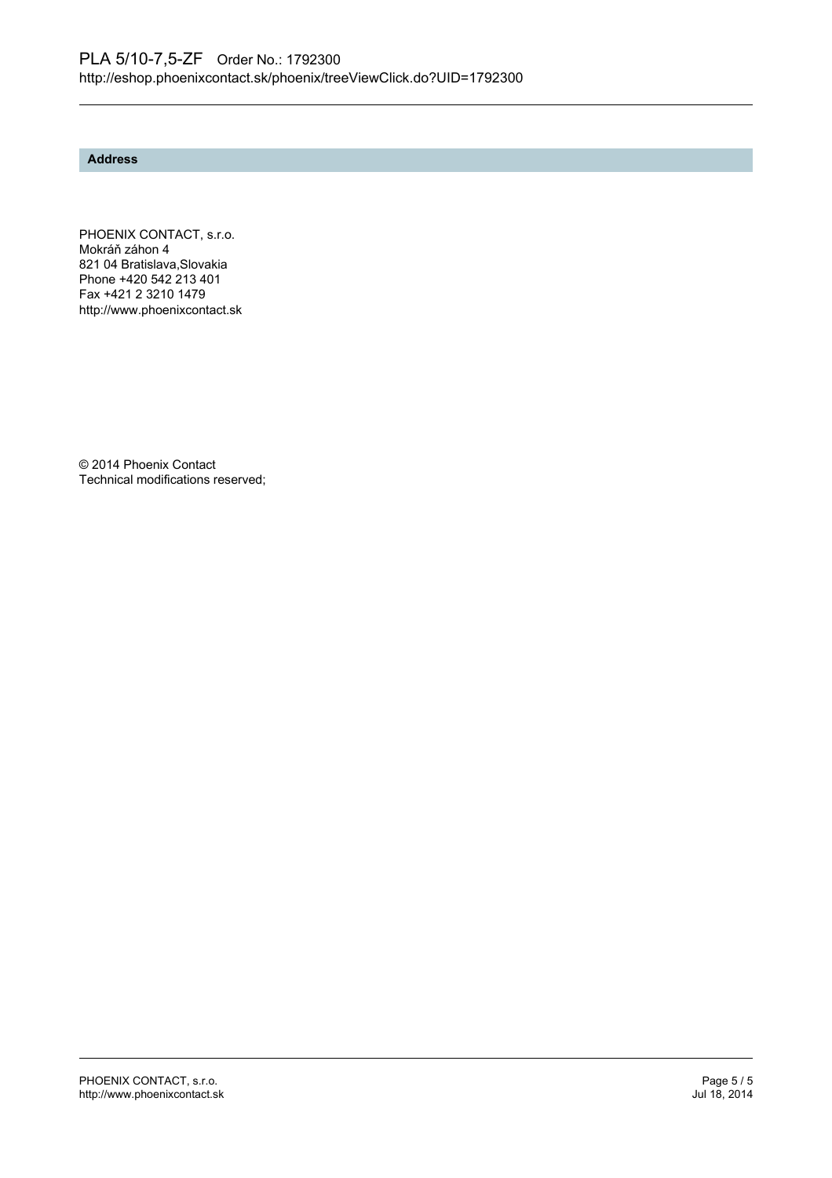## Address

PHOENIX CONTACT, s.r.o.
Mokráň záhon 4
821 04 Bratislava,Slovakia
Phone +420 542 213 401
Fax +421 2 3210 1479
http://www.phoenixcontact.sk

© 2014 Phoenix Contact
Technical modifications reserved;